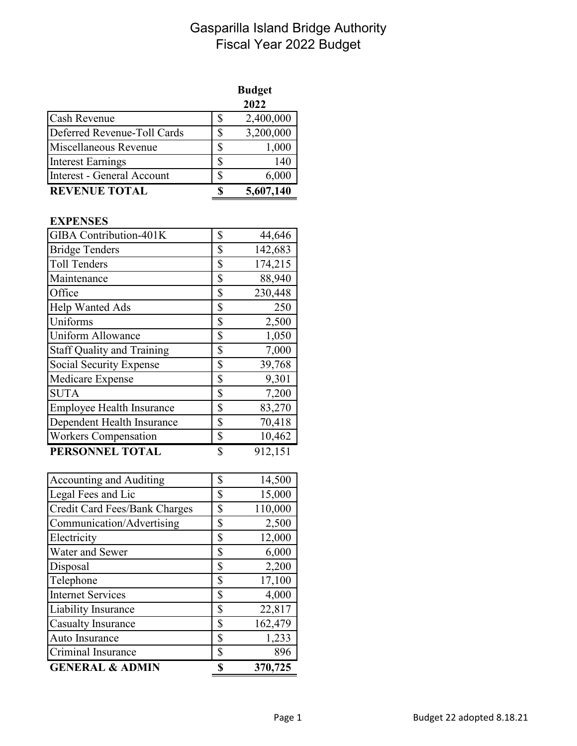# Gasparilla Island Bridge Authority
## Fiscal Year 2022 Budget

| | | Budget 2022 |
|---|---|---|
| Cash Revenue | $ | 2,400,000 |
| Deferred Revenue-Toll Cards | $ | 3,200,000 |
| Miscellaneous Revenue | $ | 1,000 |
| Interest Earnings | $ | 140 |
| Interest - General Account | $ | 6,000 |
| **REVENUE TOTAL** | **$** | **5,607,140** |

**EXPENSES**

| | | |
|---|---|---|
| GIBA Contribution-401K | $ | 44,646 |
| Bridge Tenders | $ | 142,683 |
| Toll Tenders | $ | 174,215 |
| Maintenance | $ | 88,940 |
| Office | $ | 230,448 |
| Help Wanted Ads | $ | 250 |
| Uniforms | $ | 2,500 |
| Uniform Allowance | $ | 1,050 |
| Staff Quality and Training | $ | 7,000 |
| Social Security Expense | $ | 39,768 |
| Medicare Expense | $ | 9,301 |
| SUTA | $ | 7,200 |
| Employee Health Insurance | $ | 83,270 |
| Dependent Health Insurance | $ | 70,418 |
| Workers Compensation | $ | 10,462 |
| **PERSONNEL TOTAL** | $ | 912,151 |

| | | |
|---|---|---|
| Accounting and Auditing | $ | 14,500 |
| Legal Fees and Lic | $ | 15,000 |
| Credit Card Fees/Bank Charges | $ | 110,000 |
| Communication/Advertising | $ | 2,500 |
| Electricity | $ | 12,000 |
| Water and Sewer | $ | 6,000 |
| Disposal | $ | 2,200 |
| Telephone | $ | 17,100 |
| Internet Services | $ | 4,000 |
| Liability Insurance | $ | 22,817 |
| Casualty Insurance | $ | 162,479 |
| Auto Insurance | $ | 1,233 |
| Criminal Insurance | $ | 896 |
| **GENERAL & ADMIN** | **$** | **370,725** |

Budget 22 adopted 8.18.21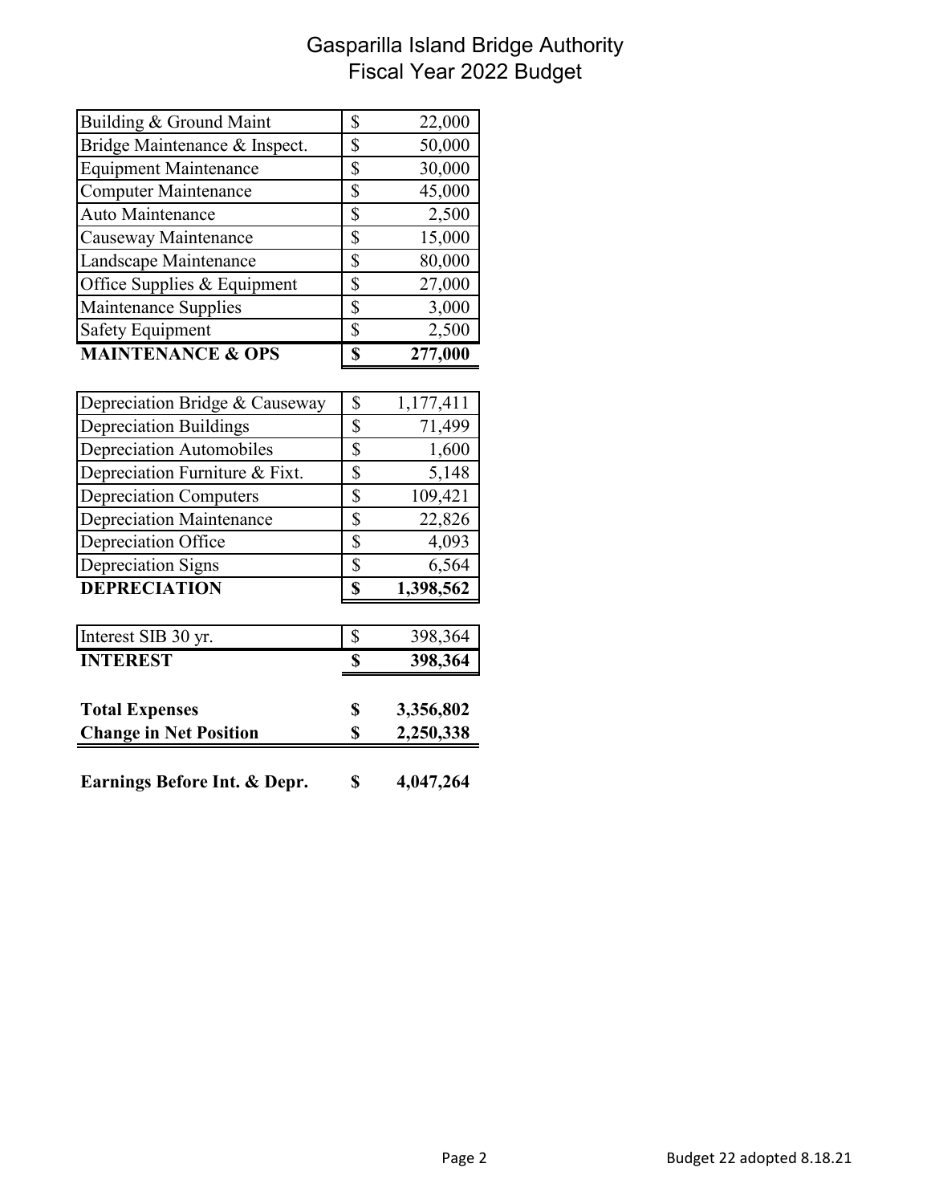# Gasparilla Island Bridge Authority
## Fiscal Year 2022 Budget

| | | |
|---|---|---|
| Building & Ground Maint | $ | 22,000 |
| Bridge Maintenance & Inspect. | $ | 50,000 |
| Equipment Maintenance | $ | 30,000 |
| Computer Maintenance | $ | 45,000 |
| Auto Maintenance | $ | 2,500 |
| Causeway Maintenance | $ | 15,000 |
| Landscape Maintenance | $ | 80,000 |
| Office Supplies & Equipment | $ | 27,000 |
| Maintenance Supplies | $ | 3,000 |
| Safety Equipment | $ | 2,500 |
| **MAINTENANCE & OPS** | **$** | **277,000** |

| | | |
|---|---|---|
| Depreciation Bridge & Causeway | $ | 1,177,411 |
| Depreciation Buildings | $ | 71,499 |
| Depreciation Automobiles | $ | 1,600 |
| Depreciation Furniture & Fixt. | $ | 5,148 |
| Depreciation Computers | $ | 109,421 |
| Depreciation Maintenance | $ | 22,826 |
| Depreciation Office | $ | 4,093 |
| Depreciation Signs | $ | 6,564 |
| **DEPRECIATION** | **$** | **1,398,562** |

| | | |
|---|---|---|
| Interest SIB 30 yr. | $ | 398,364 |
| **INTEREST** | **$** | **398,364** |

| | | |
|---|---|---|
| **Total Expenses** | **$** | **3,356,802** |
| **Change in Net Position** | **$** | **2,250,338** |

| | | |
|---|---|---|
| **Earnings Before Int. & Depr.** | **$** | **4,047,264** |

Budget 22 adopted 8.18.21